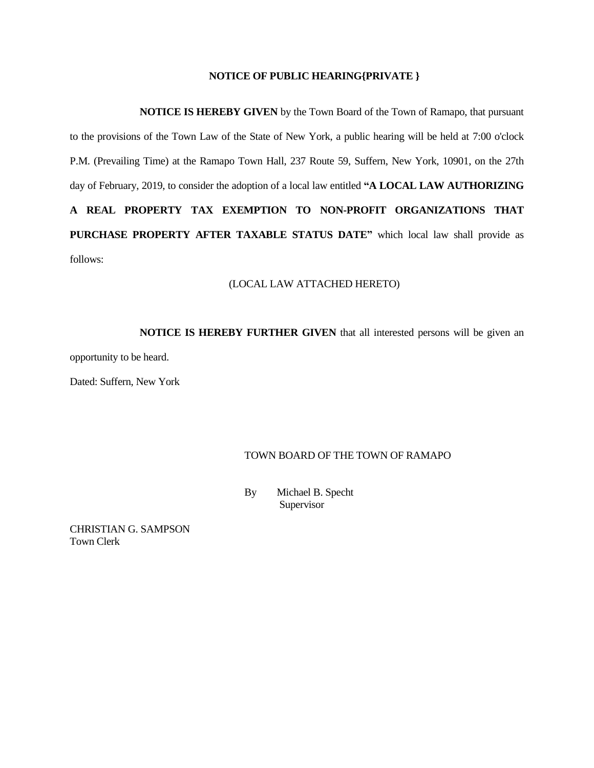**NOTICE OF PUBLIC HEARING{PRIVATE }**

**NOTICE IS HEREBY GIVEN** by the Town Board of the Town of Ramapo, that pursuant to the provisions of the Town Law of the State of New York, a public hearing will be held at 7:00 o'clock P.M. (Prevailing Time) at the Ramapo Town Hall, 237 Route 59, Suffern, New York, 10901, on the 27th day of February, 2019, to consider the adoption of a local law entitled **"A LOCAL LAW AUTHORIZING A REAL PROPERTY TAX EXEMPTION TO NON-PROFIT ORGANIZATIONS THAT PURCHASE PROPERTY AFTER TAXABLE STATUS DATE"** which local law shall provide as follows:

(LOCAL LAW ATTACHED HERETO)

**NOTICE IS HEREBY FURTHER GIVEN** that all interested persons will be given an opportunity to be heard.

Dated: Suffern, New York

TOWN BOARD OF THE TOWN OF RAMAPO

By Michael B. Specht
Supervisor

CHRISTIAN G. SAMPSON
Town Clerk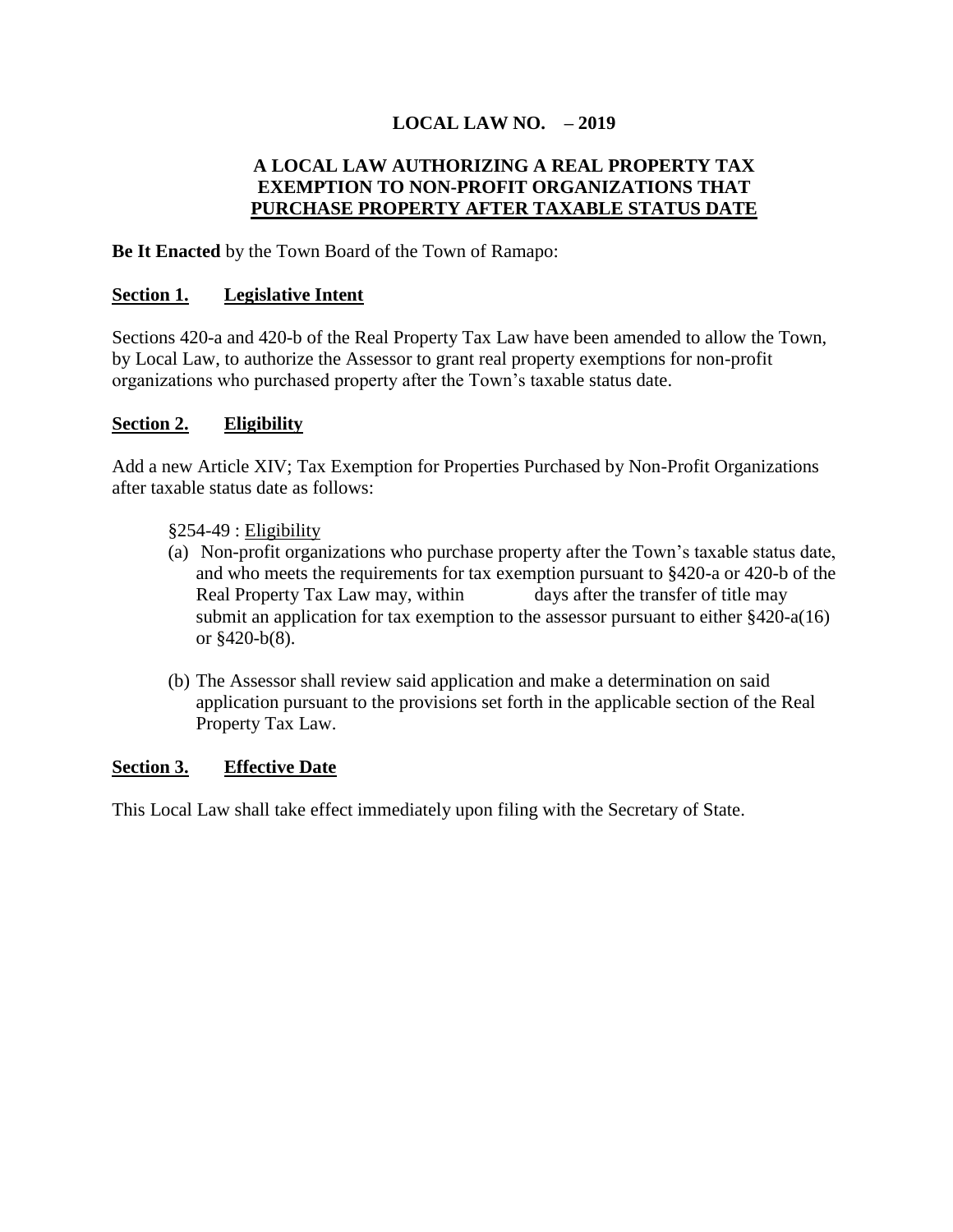**LOCAL LAW NO. – 2019**

**A LOCAL LAW AUTHORIZING A REAL PROPERTY TAX EXEMPTION TO NON-PROFIT ORGANIZATIONS THAT PURCHASE PROPERTY AFTER TAXABLE STATUS DATE**

**Be It Enacted** by the Town Board of the Town of Ramapo:

**Section 1. Legislative Intent**

Sections 420-a and 420-b of the Real Property Tax Law have been amended to allow the Town, by Local Law, to authorize the Assessor to grant real property exemptions for non-profit organizations who purchased property after the Town's taxable status date.

**Section 2. Eligibility**

Add a new Article XIV; Tax Exemption for Properties Purchased by Non-Profit Organizations after taxable status date as follows:

§254-49 : Eligibility

(a) Non-profit organizations who purchase property after the Town's taxable status date, and who meets the requirements for tax exemption pursuant to §420-a or 420-b of the Real Property Tax Law may, within           days after the transfer of title may submit an application for tax exemption to the assessor pursuant to either §420-a(16) or §420-b(8).

(b) The Assessor shall review said application and make a determination on said application pursuant to the provisions set forth in the applicable section of the Real Property Tax Law.

**Section 3. Effective Date**

This Local Law shall take effect immediately upon filing with the Secretary of State.